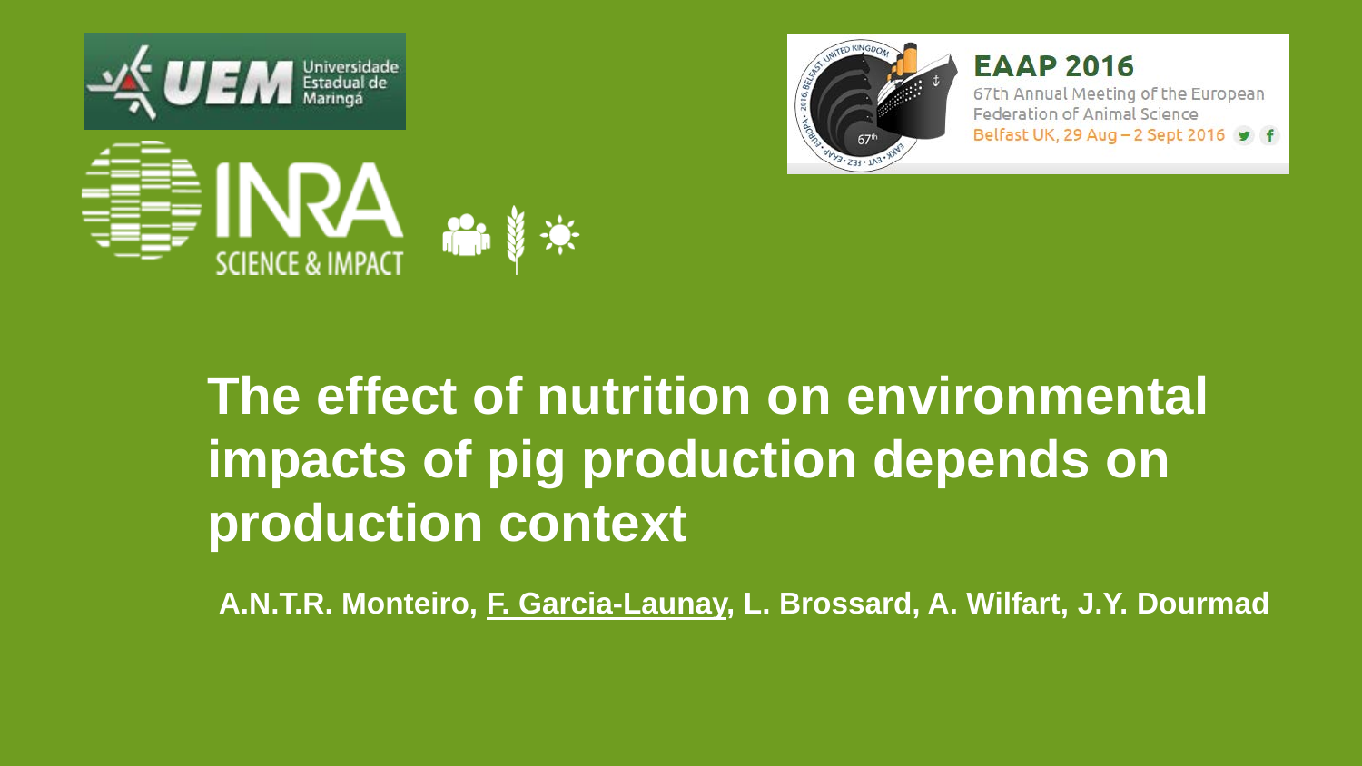Universidade Estadual de Maringá

SCIENCE & IMPACT

**EAAP 2016**

67th Annual Meeting of the European Federation of Animal Science

Belfast UK, 29 Aug – 2 Sept 2016

# The effect of nutrition on environmental impacts of pig production depends on production context

**A.N.T.R. Monteiro, F. Garcia-Launay, L. Brossard, A. Wilfart, J.Y. Dourmad**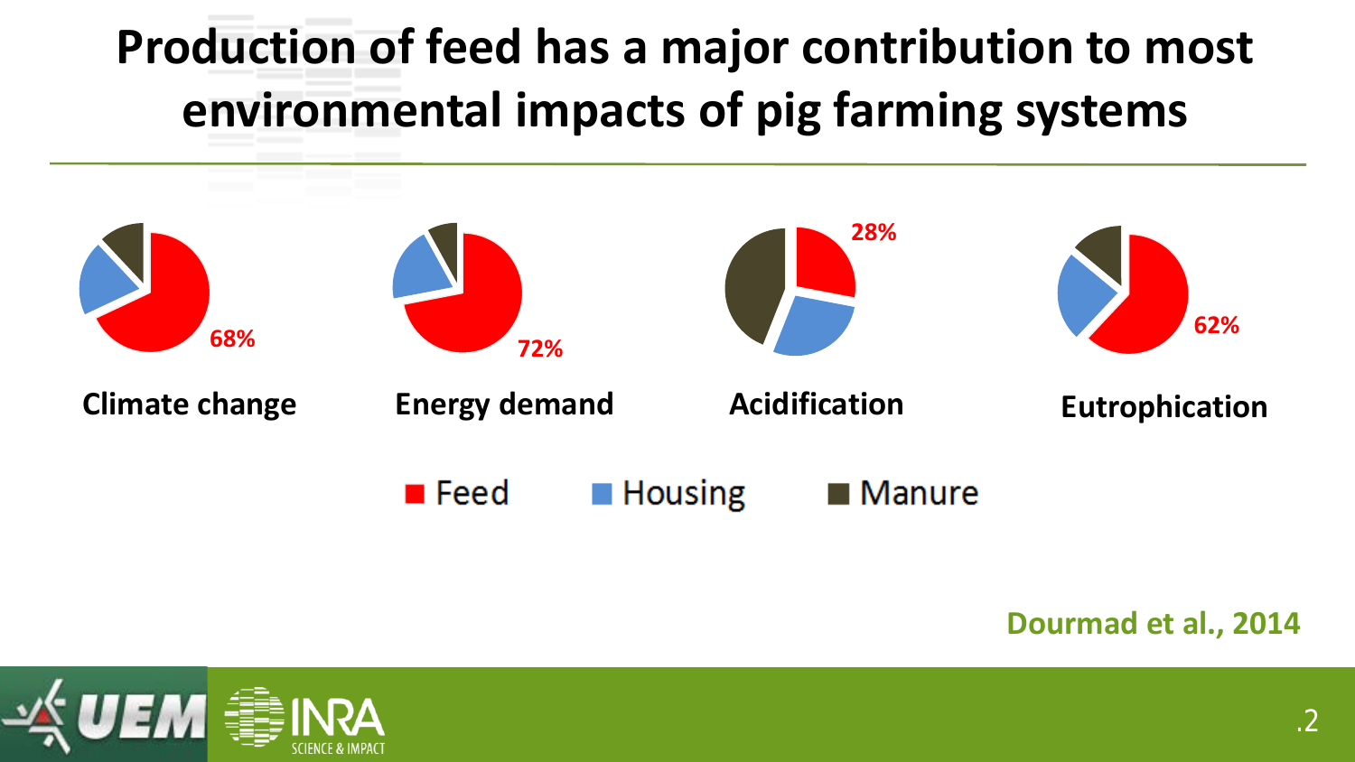# Production of feed has a major contribution to most environmental impacts of pig farming systems

68%

**Climate change**

72%

**Energy demand**

28%

**Acidification**

62%

**Eutrophication**

■ Feed ■ Housing ■ Manure

**Dourmad et al., 2014**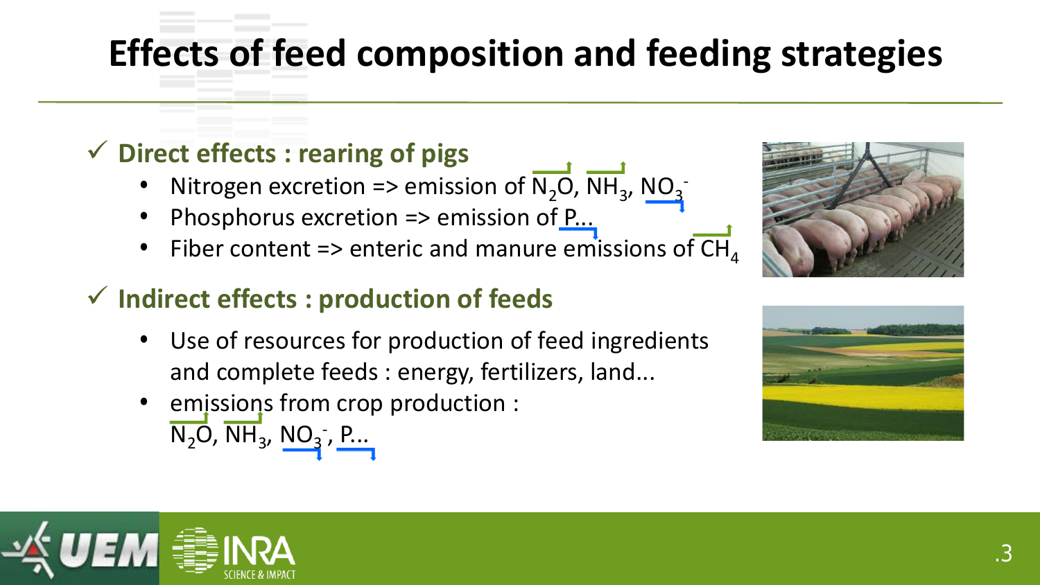# Effects of feed composition and feeding strategies

## ✓ Direct effects : rearing of pigs

- Nitrogen excretion => emission of $N_2O$, $NH_3$, $NO_3^-$
- Phosphorus excretion => emission of P...
- Fiber content => enteric and manure emissions of $CH_4$

## ✓ Indirect effects : production of feeds

- Use of resources for production of feed ingredients and complete feeds : energy, fertilizers, land...
- emissions from crop production : $N_2O$, $NH_3$, $NO_3^-$, P...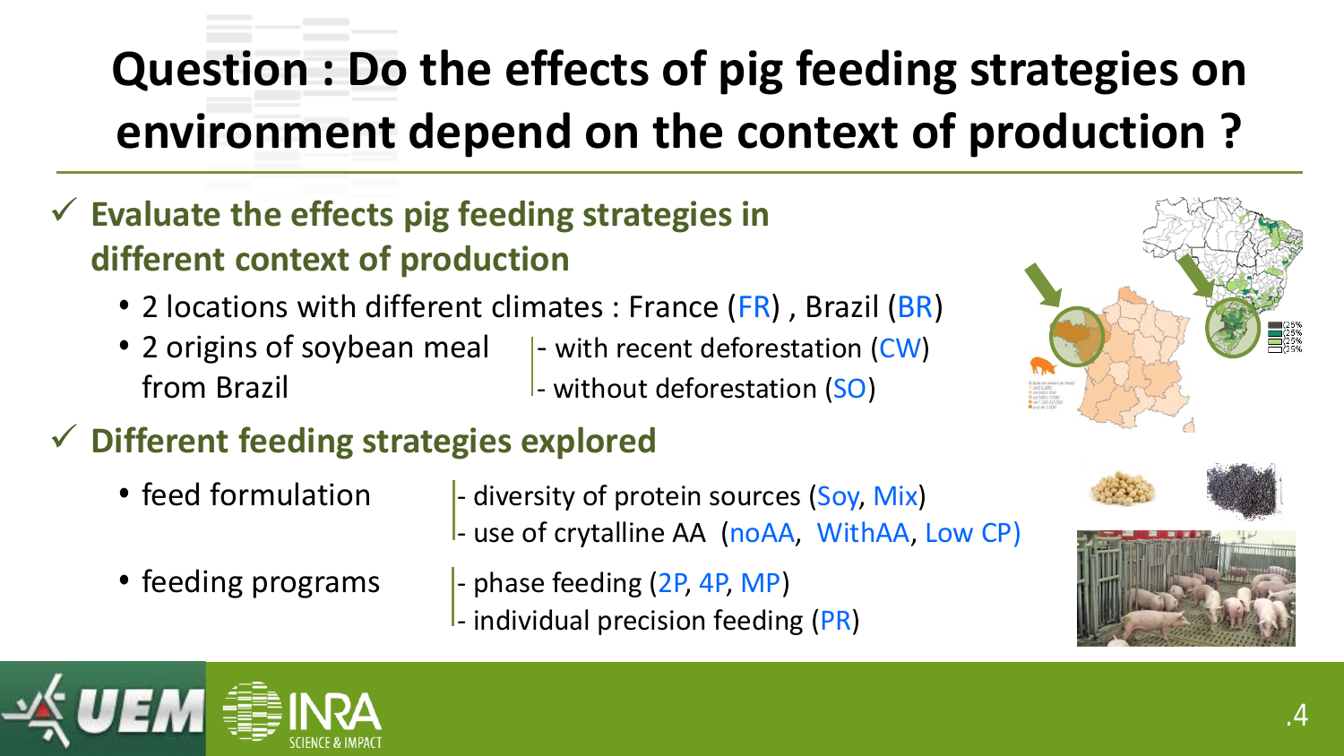# Question : Do the effects of pig feeding strategies on environment depend on the context of production ?

- ✓ **Evaluate the effects pig feeding strategies in different context of production**
  - 2 locations with different climates : France (FR) , Brazil (BR)
  - 2 origins of soybean meal from Brazil
    - with recent deforestation (CW)
    - without deforestation (SO)

- ✓ **Different feeding strategies explored**
  - feed formulation
    - diversity of protein sources (Soy, Mix)
    - use of crytalline AA (noAA, WithAA, Low CP)
  - feeding programs
    - phase feeding (2P, 4P, MP)
    - individual precision feeding (PR)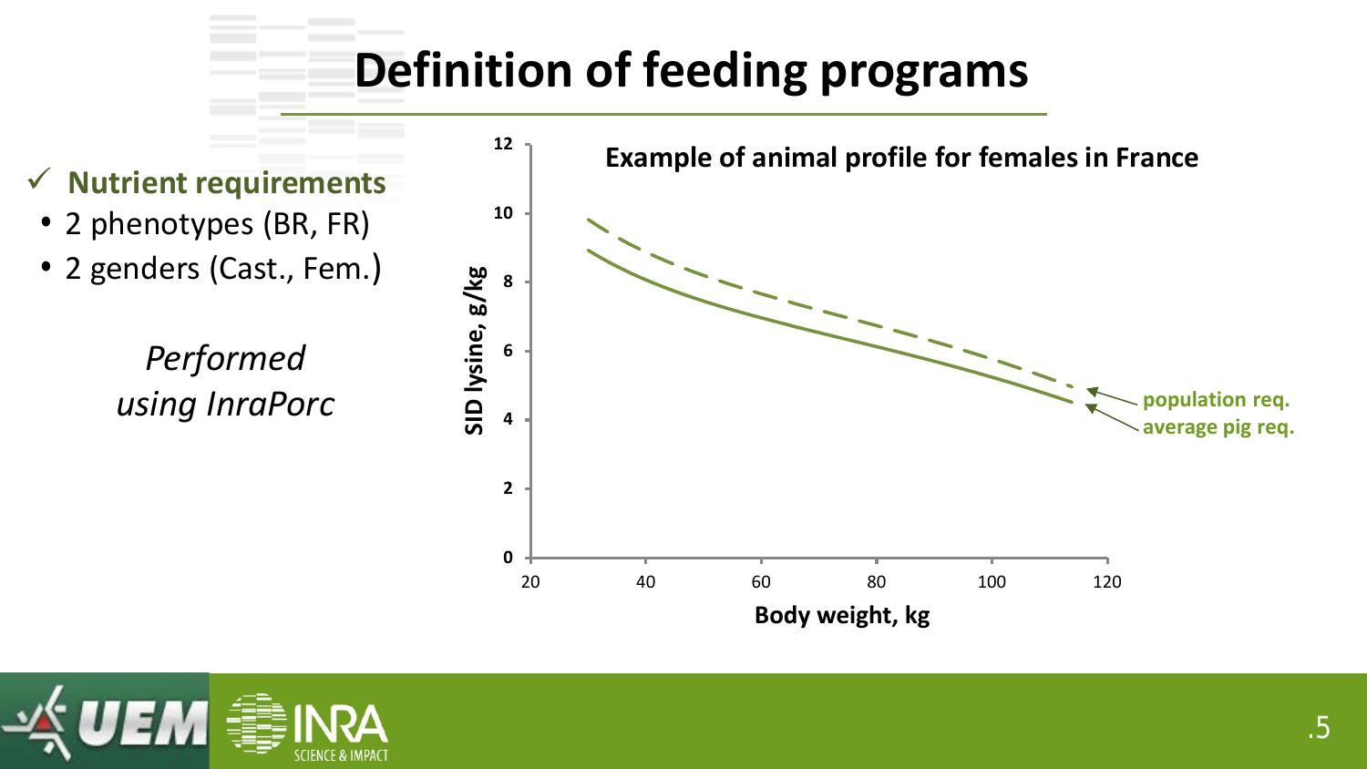# Definition of feeding programs

✓ **Nutrient requirements**

- 2 phenotypes (BR, FR)
- 2 genders (Cast., Fem.)

*Performed using InraPorc*

**Example of animal profile for females in France**

SID lysine, g/kg

Body weight, kg

population req.

average pig req.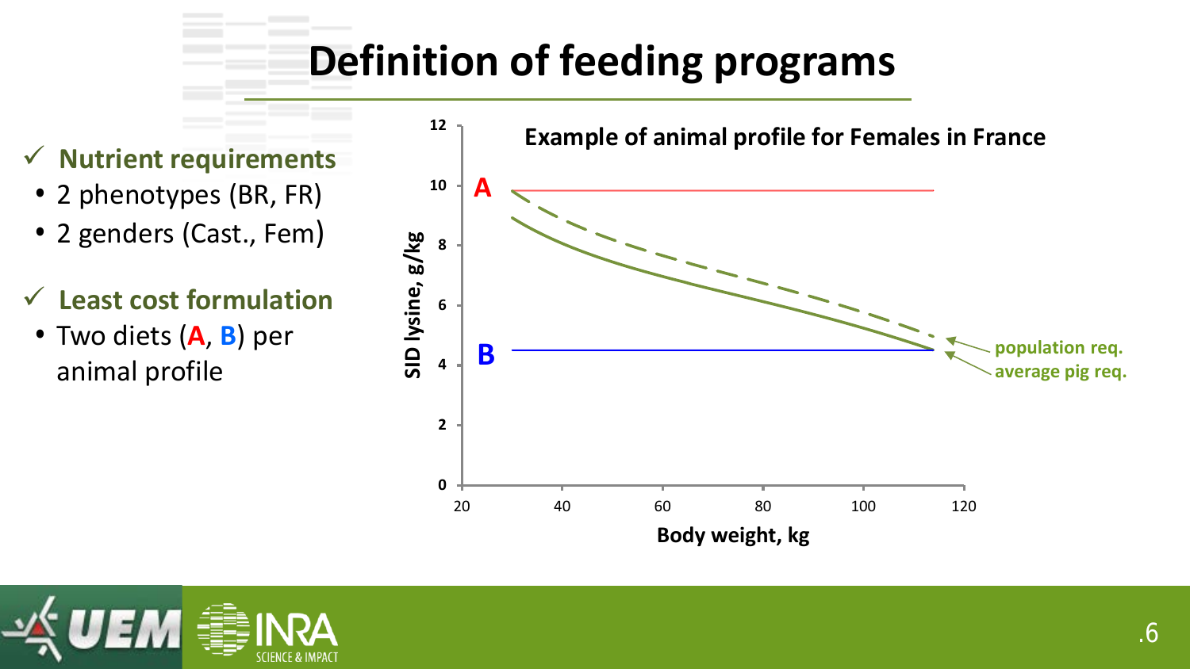# Definition of feeding programs

- ✓ **Nutrient requirements**
  - 2 phenotypes (BR, FR)
  - 2 genders (Cast., Fem)
- ✓ **Least cost formulation**
  - Two diets (**A**, **B**) per animal profile

**Example of animal profile for Females in France**

SID lysine, g/kg (0–12) vs. Body weight, kg (20–120)

- A
- B
- population req.
- average pig req.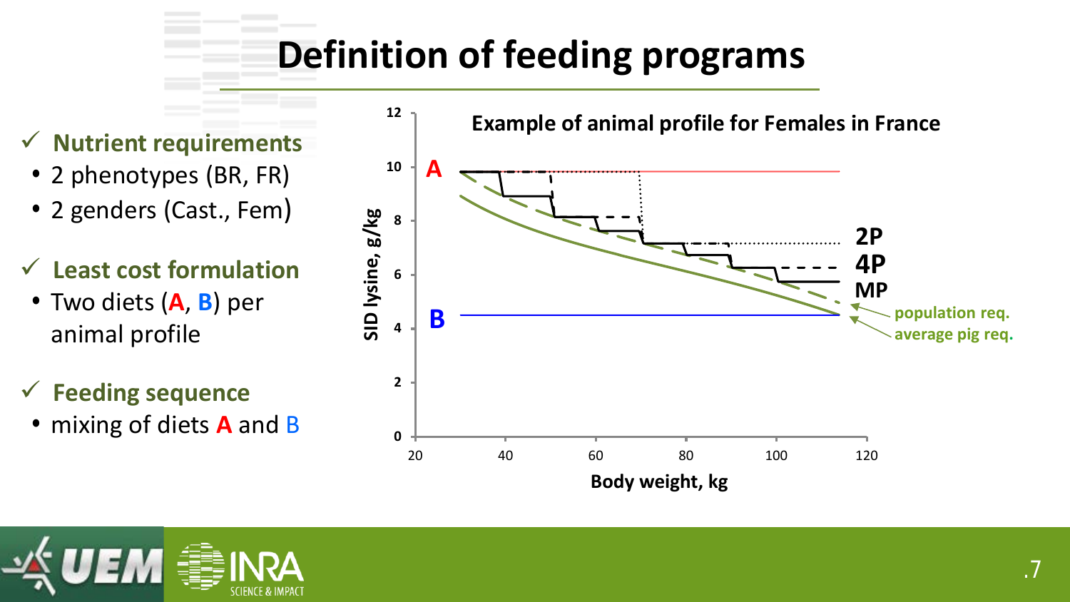# Definition of feeding programs

- ✓ **Nutrient requirements**
  - 2 phenotypes (BR, FR)
  - 2 genders (Cast., Fem)
- ✓ **Least cost formulation**
  - Two diets (**A**, **B**) per animal profile
- ✓ **Feeding sequence**
  - mixing of diets **A** and B

Example of animal profile for Females in France

SID lysine, g/kg

Body weight, kg

A

B

2P

4P

MP

population req.

average pig req.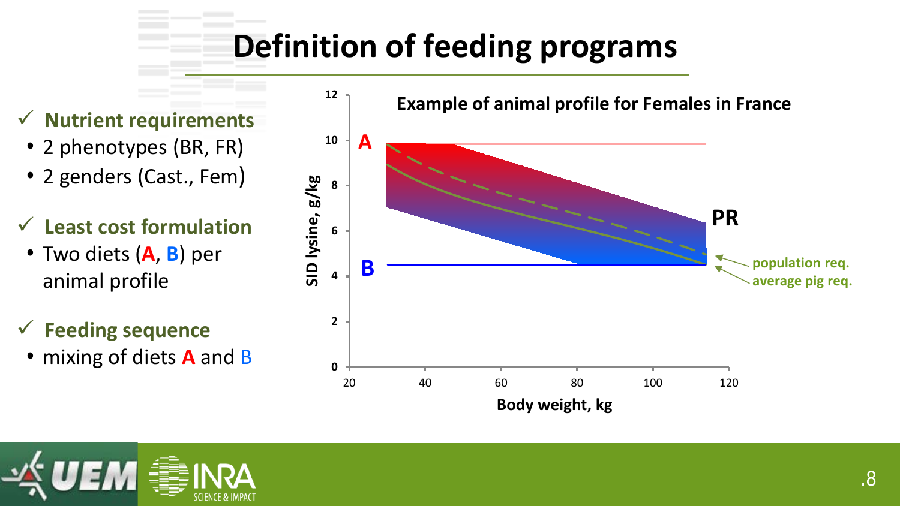# Definition of feeding programs

- ✓ **Nutrient requirements**
  - 2 phenotypes (BR, FR)
  - 2 genders (Cast., Fem)
- ✓ **Least cost formulation**
  - Two diets (**A**, **B**) per animal profile
- ✓ **Feeding sequence**
  - mixing of diets **A** and B

**Example of animal profile for Females in France**

SID lysine, g/kg (0–12) vs. Body weight, kg (20–120)

A, B, PR

population req.

average pig req.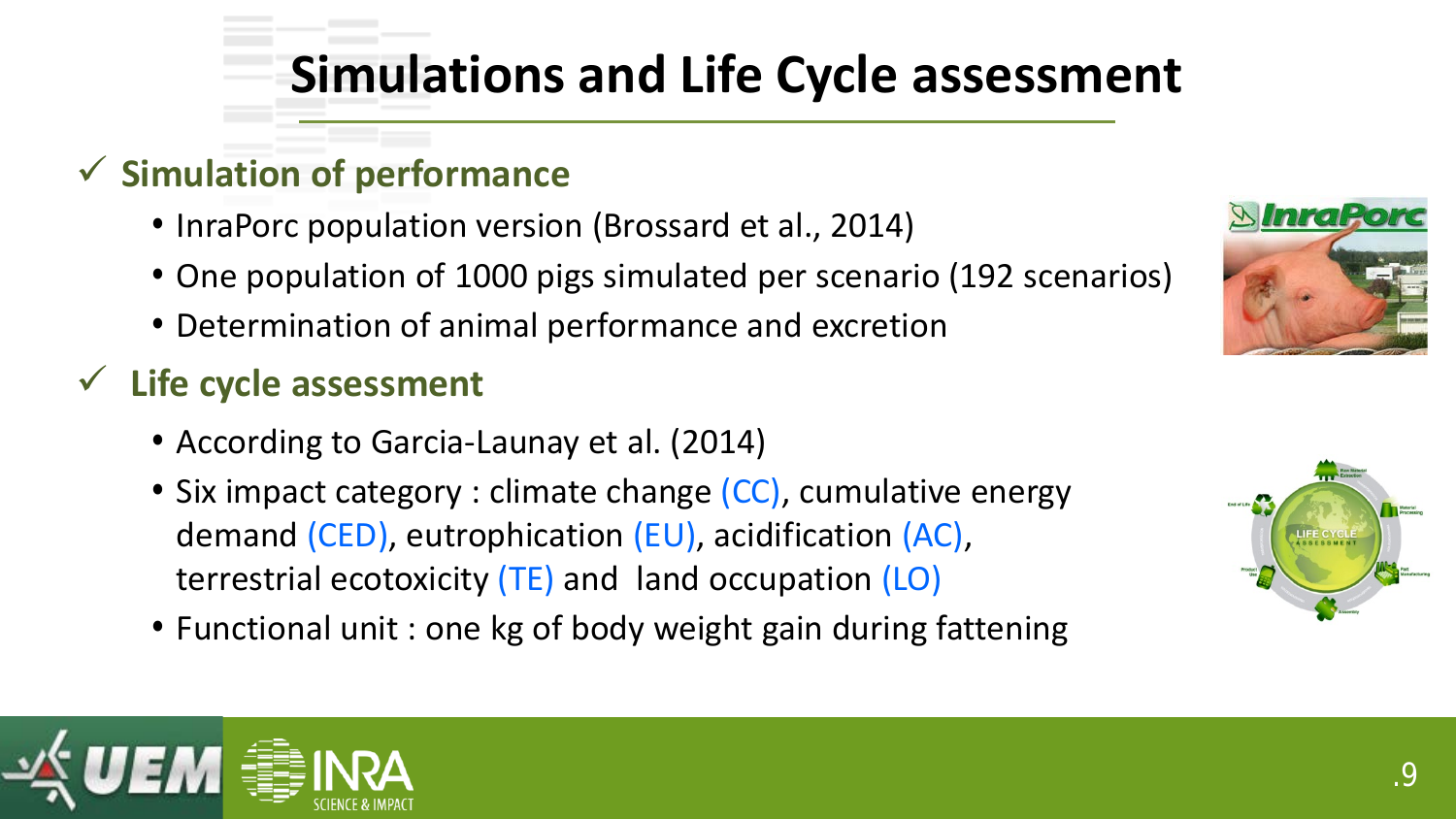# Simulations and Life Cycle assessment

## ✓ Simulation of performance

- InraPorc population version (Brossard et al., 2014)
- One population of 1000 pigs simulated per scenario (192 scenarios)
- Determination of animal performance and excretion

## ✓ Life cycle assessment

- According to Garcia-Launay et al. (2014)
- Six impact category : climate change (CC), cumulative energy demand (CED), eutrophication (EU), acidification (AC), terrestrial ecotoxicity (TE) and land occupation (LO)
- Functional unit : one kg of body weight gain during fattening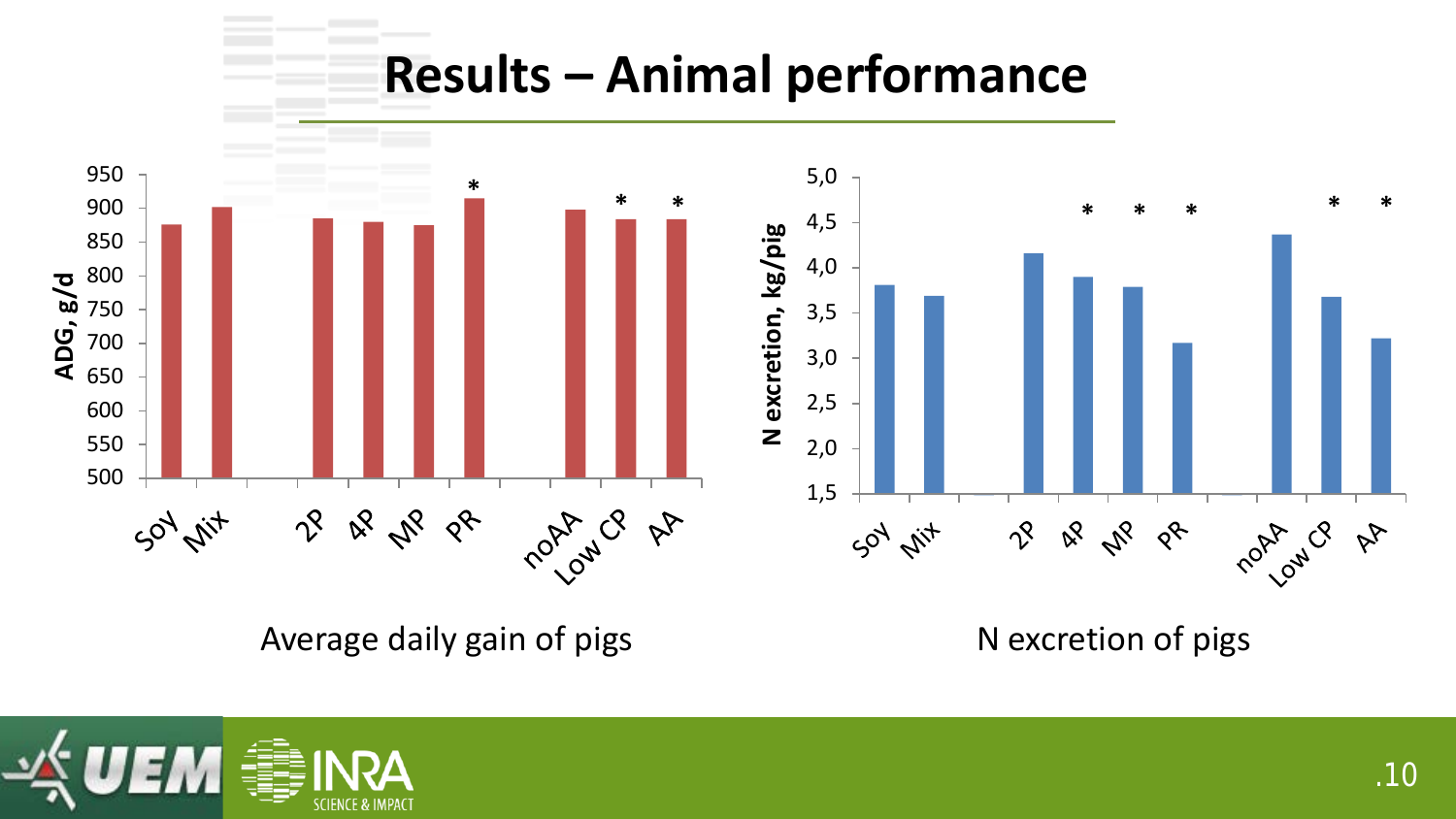# Results – Animal performance

Average daily gain of pigs

N excretion of pigs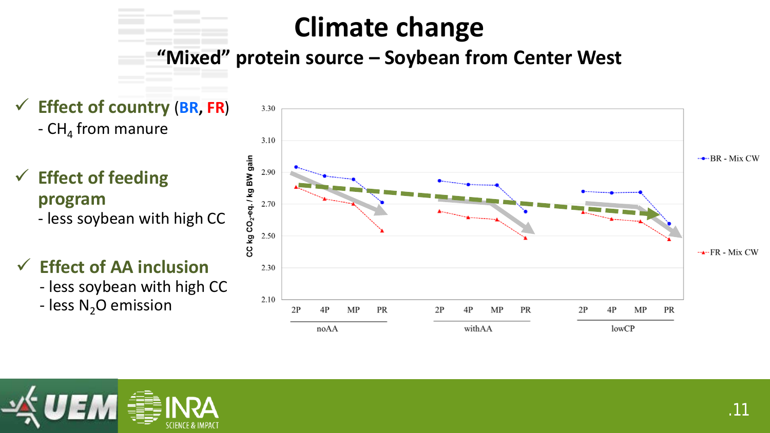# Climate change

## "Mixed" protein source – Soybean from Center West

- ✓ **Effect of country (BR, FR)**
  - $CH_4$ from manure
- ✓ **Effect of feeding program**
  - less soybean with high CC
- ✓ **Effect of AA inclusion**
  - less soybean with high CC
  - less $N_2O$ emission

CC kg $CO_2$-eq. / kg BW gain

| Program | Feed | BR - Mix CW | FR - Mix CW |
|---|---|---|---|
| noAA | 2P | 2.93 | 2.81 |
| noAA | 4P | 2.88 | 2.73 |
| noAA | MP | 2.86 | 2.70 |
| noAA | PR | 2.71 | 2.53 |
| withAA | 2P | 2.85 | 2.65 |
| withAA | 4P | 2.82 | 2.61 |
| withAA | MP | 2.82 | 2.60 |
| withAA | PR | 2.65 | 2.49 |
| lowCP | 2P | 2.78 | 2.65 |
| lowCP | 4P | 2.77 | 2.60 |
| lowCP | MP | 2.78 | 2.59 |
| lowCP | PR | 2.58 | 2.48 |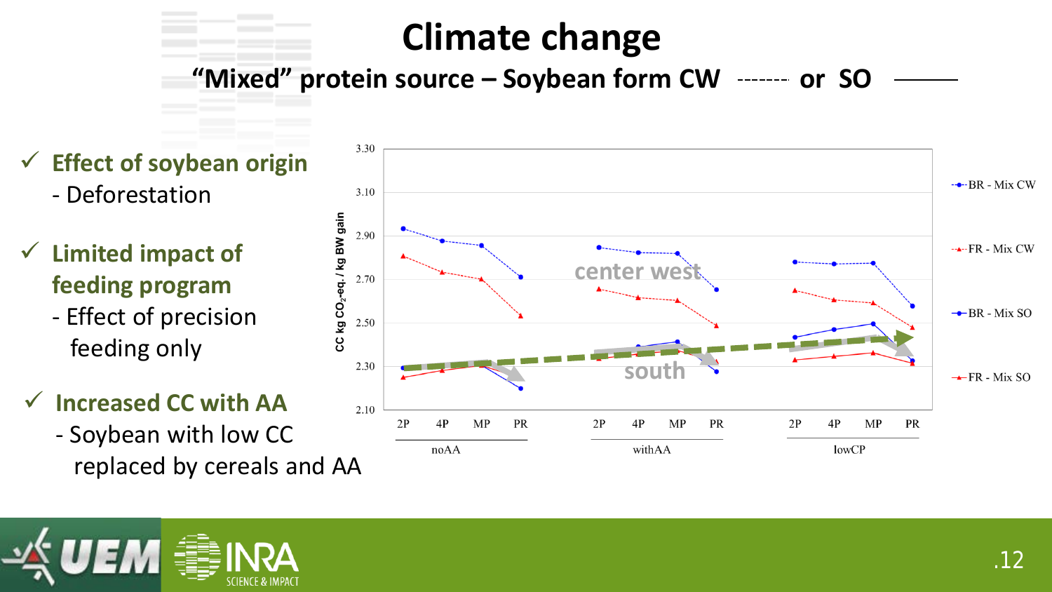# Climate change

## "Mixed" protein source – Soybean form CW ------- or SO ———

- ✓ **Effect of soybean origin**
  - Deforestation
- ✓ **Limited impact of feeding program**
  - Effect of precision feeding only
- ✓ **Increased CC with AA**
  - Soybean with low CC replaced by cereals and AA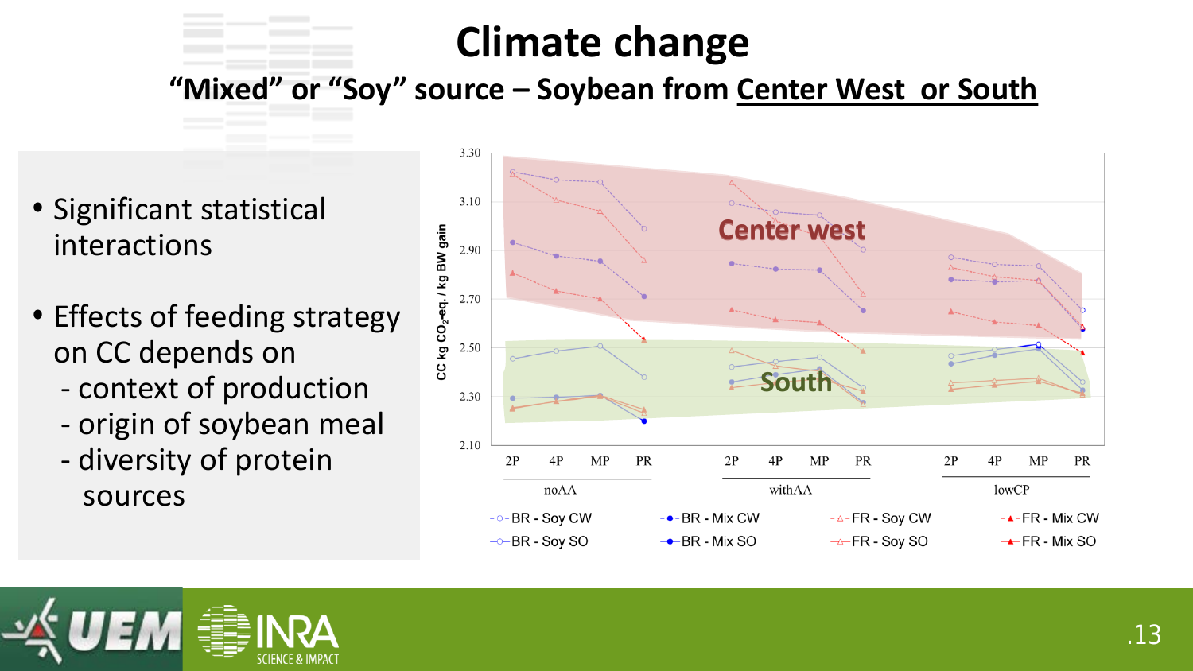# Climate change

## "Mixed" or "Soy" source – Soybean from Center West or South

- Significant statistical interactions
- Effects of feeding strategy on CC depends on
  - context of production
  - origin of soybean meal
  - diversity of protein sources

CC kg $CO_2$-eq. / kg BW gain

3.30, 3.10, 2.90, 2.70, 2.50, 2.30, 2.10

Center west

South

2P 4P MP PR — noAA

2P 4P MP PR — withAA

2P 4P MP PR — lowCP

BR - Soy CW | BR - Mix CW | FR - Soy CW | FR - Mix CW

BR - Soy SO | BR - Mix SO | FR - Soy SO | FR - Mix SO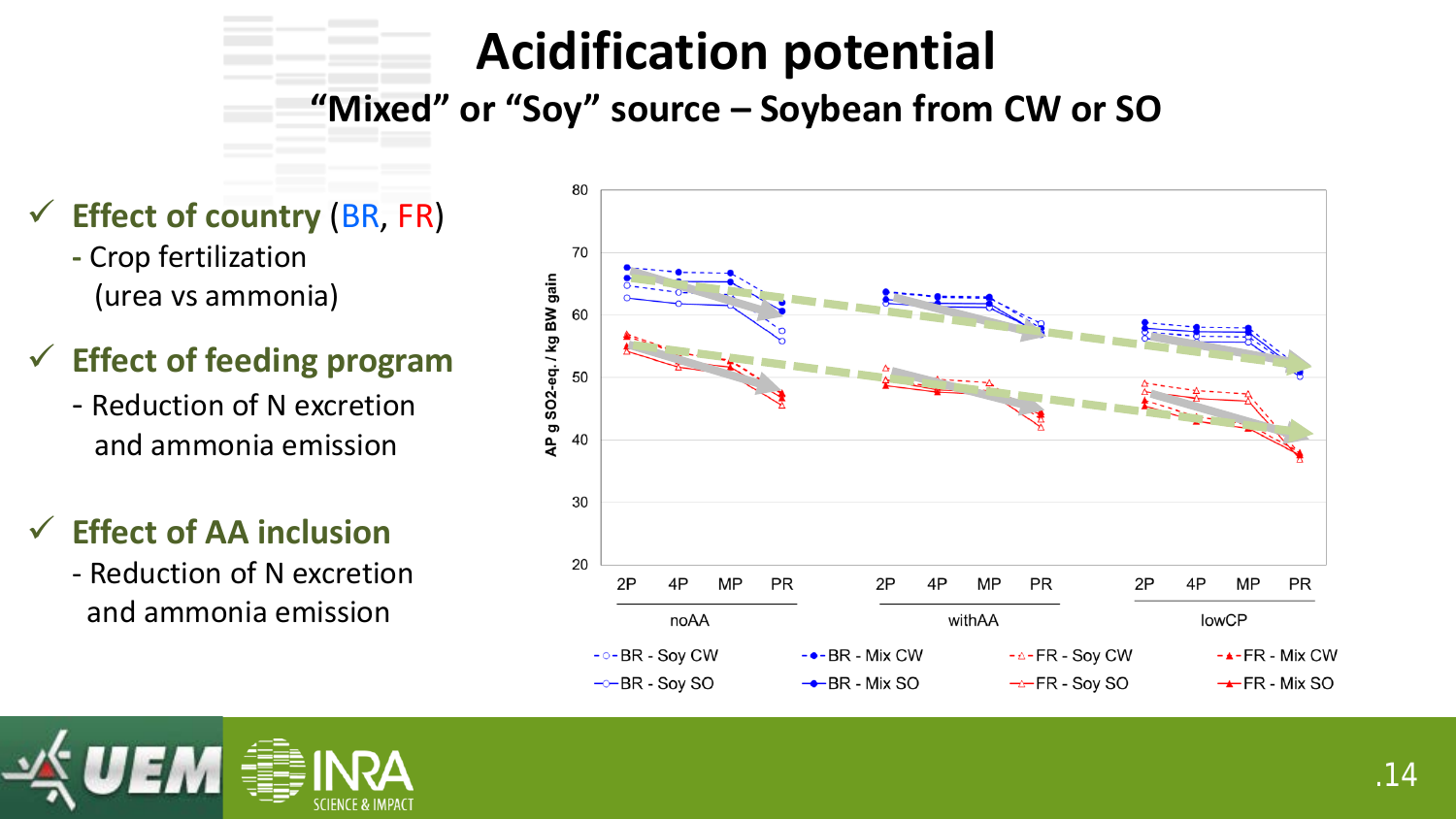# Acidification potential

## "Mixed" or "Soy" source – Soybean from CW or SO

- ✓ **Effect of country** (BR, FR)
  - Crop fertilization (urea vs ammonia)
- ✓ **Effect of feeding program**
  - Reduction of N excretion and ammonia emission
- ✓ **Effect of AA inclusion**
  - Reduction of N excretion and ammonia emission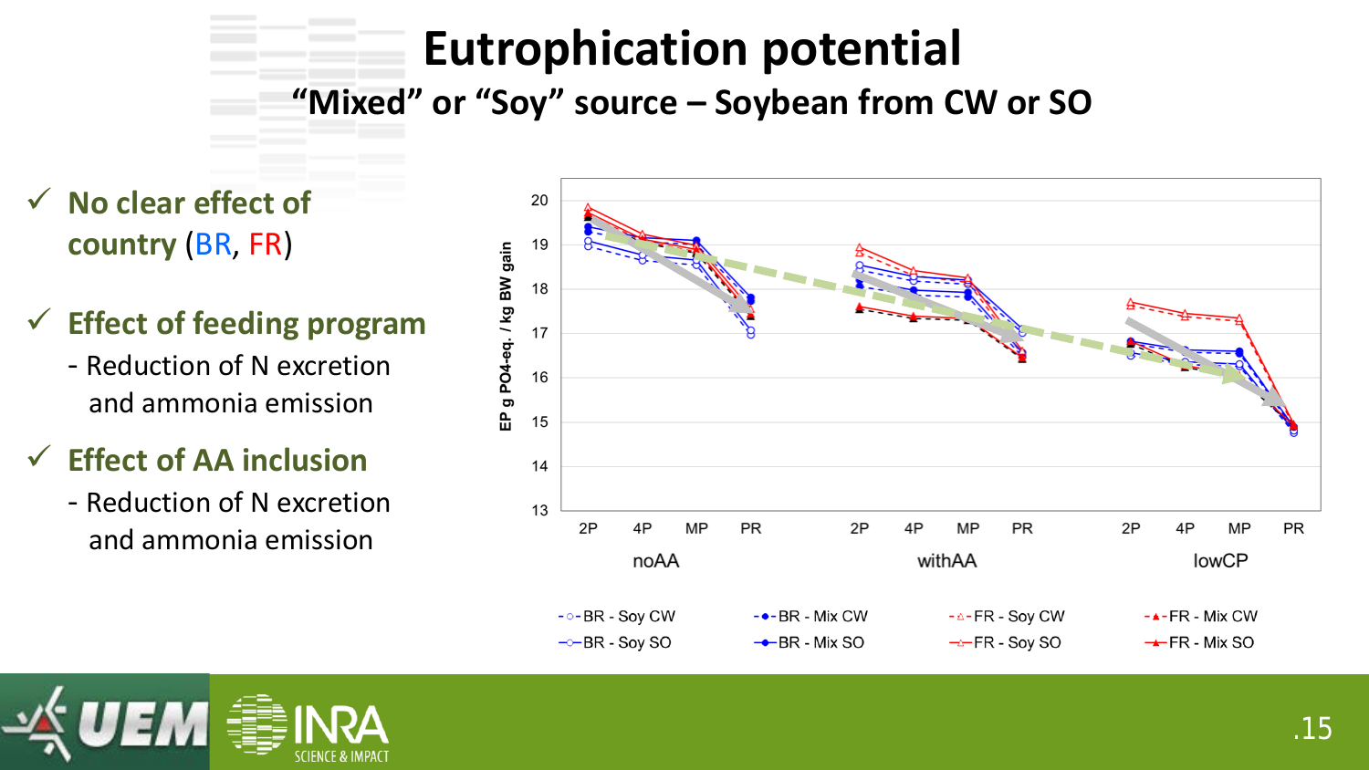# Eutrophication potential

## "Mixed" or "Soy" source – Soybean from CW or SO

- ✓ **No clear effect of country (BR, FR)**
- ✓ **Effect of feeding program**
  - Reduction of N excretion and ammonia emission
- ✓ **Effect of AA inclusion**
  - Reduction of N excretion and ammonia emission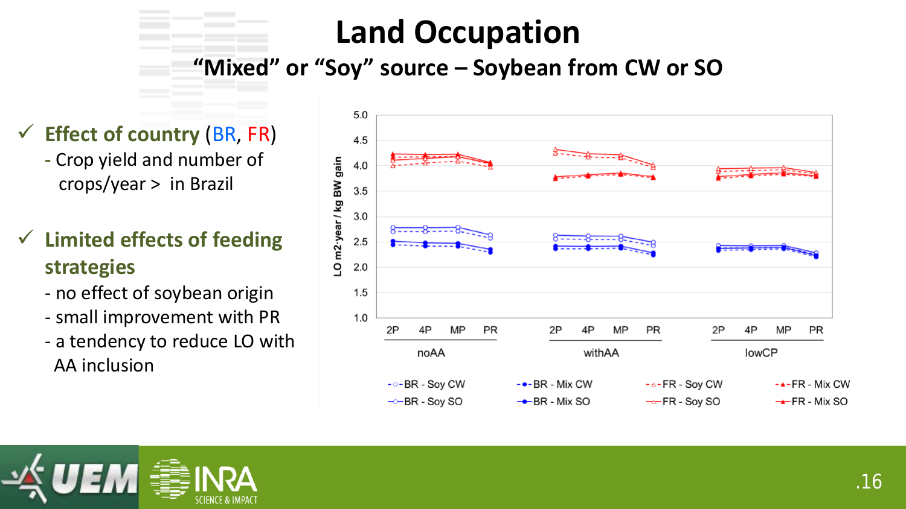# Land Occupation

## "Mixed" or "Soy" source – Soybean from CW or SO

- ✓ **Effect of country** (BR, FR)
  - Crop yield and number of crops/year > in Brazil
- ✓ **Limited effects of feeding strategies**
  - no effect of soybean origin
  - small improvement with PR
  - a tendency to reduce LO with AA inclusion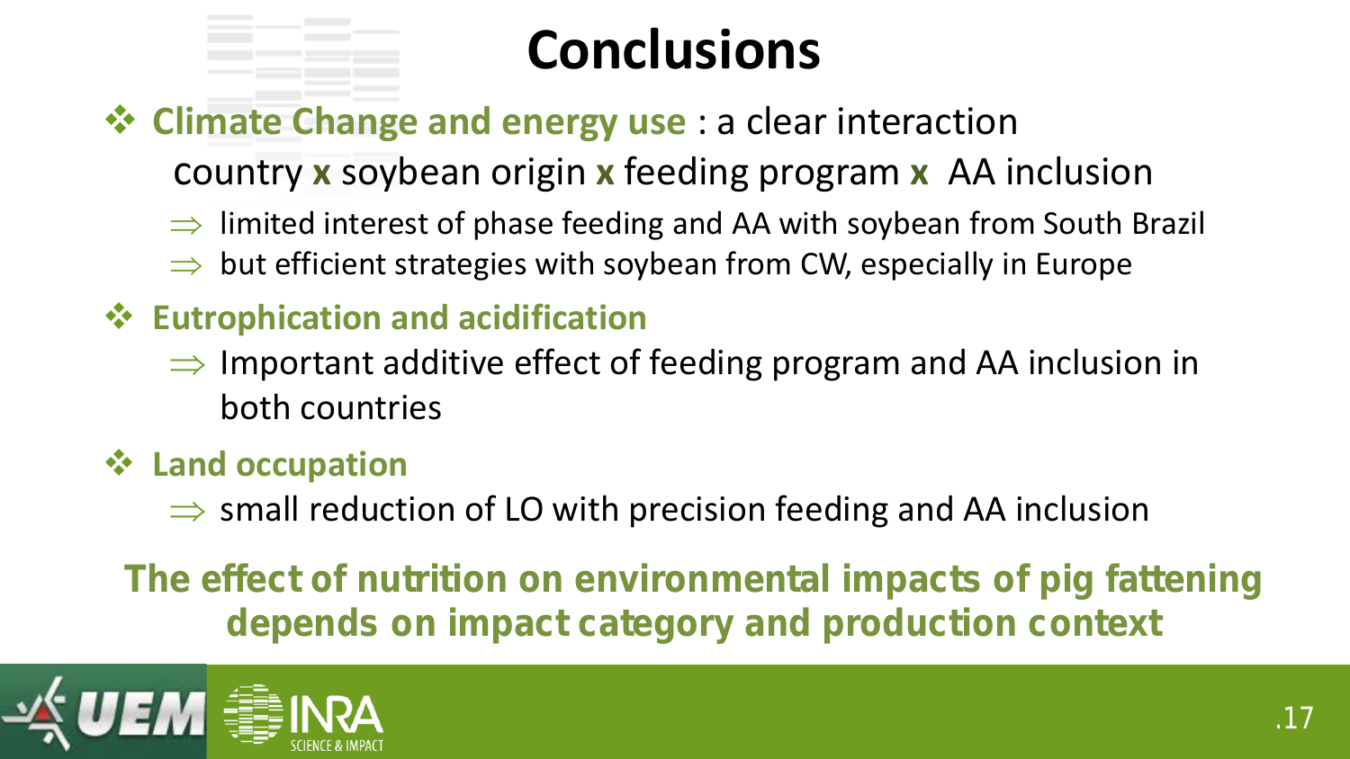# Conclusions

- **Climate Change and energy use** : a clear interaction country **x** soybean origin **x** feeding program **x** AA inclusion
  - ⇒ limited interest of phase feeding and AA with soybean from South Brazil
  - ⇒ but efficient strategies with soybean from CW, especially in Europe
- **Eutrophication and acidification**
  - ⇒ Important additive effect of feeding program and AA inclusion in both countries
- **Land occupation**
  - ⇒ small reduction of LO with precision feeding and AA inclusion

**The effect of nutrition on environmental impacts of pig fattening depends on impact category and production context**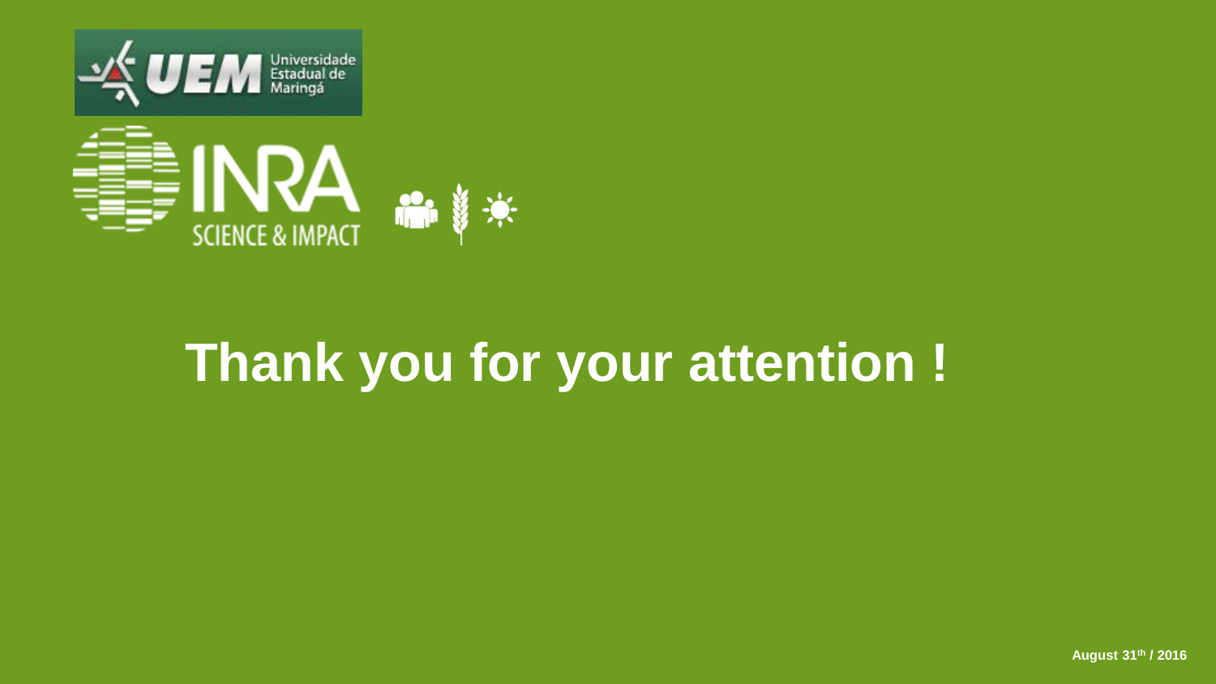Universidade Estadual de Maringá

INRA

SCIENCE & IMPACT

# Thank you for your attention !

August 31th / 2016